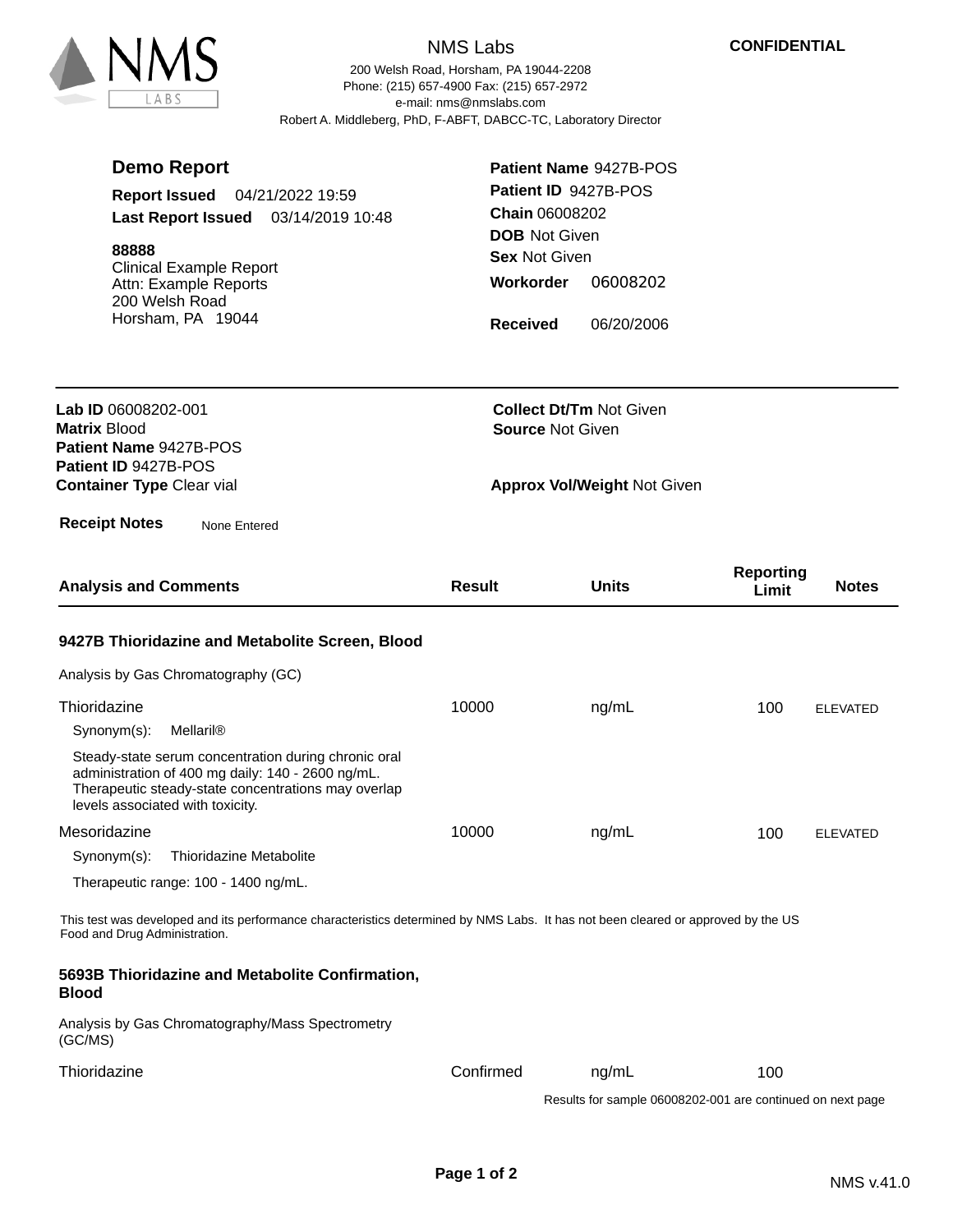NMS Labs

200 Welsh Road, Horsham, PA 19044-2208
Phone: (215) 657-4900 Fax: (215) 657-2972
e-mail: nms@nmslabs.com
Robert A. Middleberg, PhD, F-ABFT, DABCC-TC, Laboratory Director

**CONFIDENTIAL**

## Demo Report

**Report Issued** 04/21/2022 19:59
**Last Report Issued** 03/14/2019 10:48

**88888**
Clinical Example Report
Attn: Example Reports
200 Welsh Road
Horsham, PA 19044

**Patient Name** 9427B-POS
**Patient ID** 9427B-POS
**Chain** 06008202
**DOB** Not Given
**Sex** Not Given
**Workorder** 06008202
**Received** 06/20/2006

---

**Lab ID** 06008202-001
**Matrix** Blood
**Patient Name** 9427B-POS
**Patient ID** 9427B-POS
**Container Type** Clear vial

**Collect Dt/Tm** Not Given
**Source** Not Given
**Approx Vol/Weight** Not Given

**Receipt Notes** None Entered

| Analysis and Comments | Result | Units | Reporting Limit | Notes |
|---|---|---|---|---|
| **9427B Thioridazine and Metabolite Screen, Blood** | | | | |
| Analysis by Gas Chromatography (GC) | | | | |
| Thioridazine | 10000 | ng/mL | 100 | ELEVATED |
| Synonym(s): Mellaril® | | | | |
| Steady-state serum concentration during chronic oral administration of 400 mg daily: 140 - 2600 ng/mL. Therapeutic steady-state concentrations may overlap levels associated with toxicity. | | | | |
| Mesoridazine | 10000 | ng/mL | 100 | ELEVATED |
| Synonym(s): Thioridazine Metabolite | | | | |
| Therapeutic range: 100 - 1400 ng/mL. | | | | |

This test was developed and its performance characteristics determined by NMS Labs. It has not been cleared or approved by the US Food and Drug Administration.

| Analysis and Comments | Result | Units | Reporting Limit | Notes |
|---|---|---|---|---|
| **5693B Thioridazine and Metabolite Confirmation, Blood** | | | | |
| Analysis by Gas Chromatography/Mass Spectrometry (GC/MS) | | | | |
| Thioridazine | Confirmed | ng/mL | 100 | |

Results for sample 06008202-001 are continued on next page

NMS v.41.0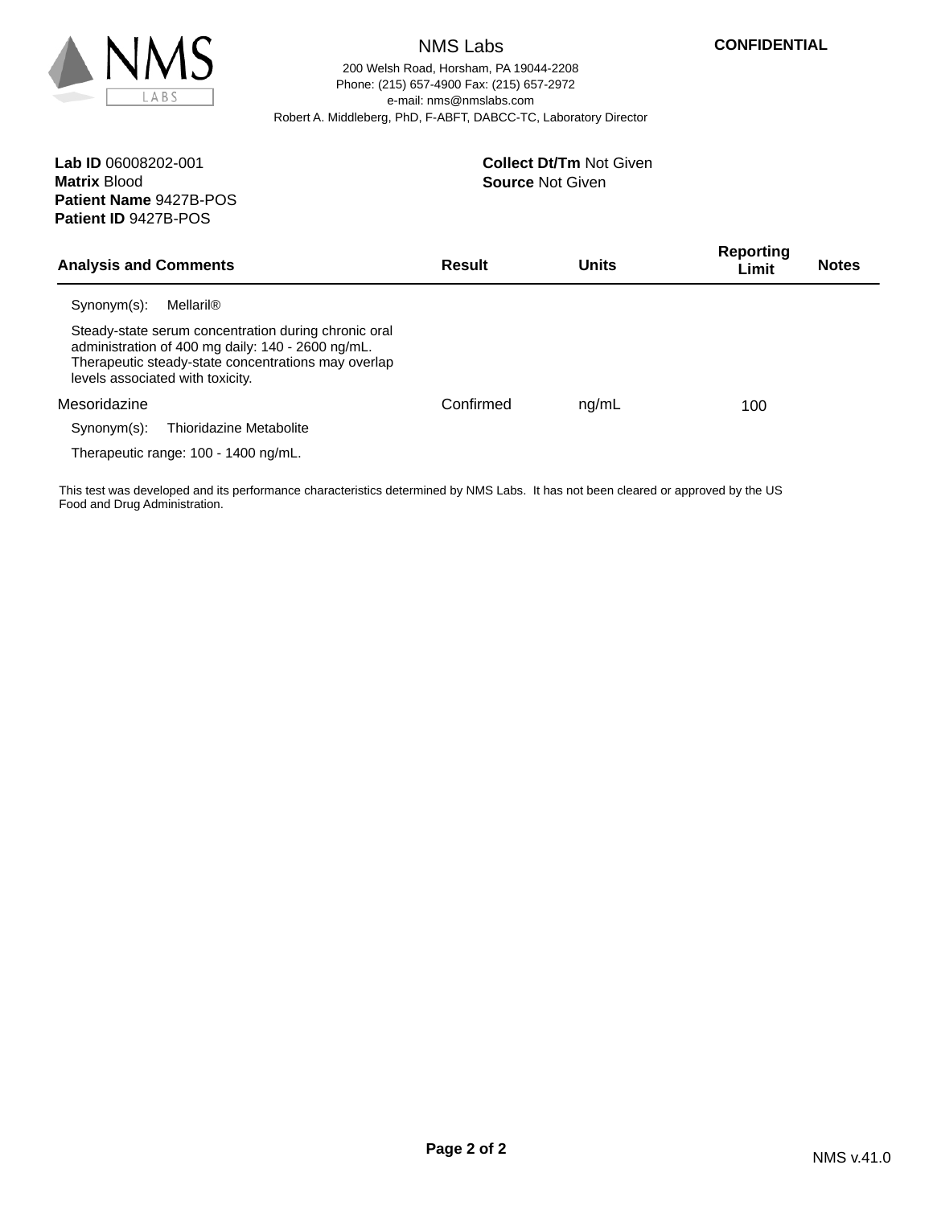NMS Labs

200 Welsh Road, Horsham, PA 19044-2208
Phone: (215) 657-4900 Fax: (215) 657-2972
e-mail: nms@nmslabs.com
Robert A. Middleberg, PhD, F-ABFT, DABCC-TC, Laboratory Director

**CONFIDENTIAL**

**Lab ID** 06008202-001
**Matrix** Blood
**Patient Name** 9427B-POS
**Patient ID** 9427B-POS

**Collect Dt/Tm** Not Given
**Source** Not Given

| Analysis and Comments | Result | Units | Reporting Limit | Notes |
|---|---|---|---|---|
| Synonym(s): Mellaril® | | | | |
| Steady-state serum concentration during chronic oral administration of 400 mg daily: 140 - 2600 ng/mL. Therapeutic steady-state concentrations may overlap levels associated with toxicity. | | | | |
| Mesoridazine | Confirmed | ng/mL | 100 | |
| Synonym(s): Thioridazine Metabolite | | | | |
| Therapeutic range: 100 - 1400 ng/mL. | | | | |

This test was developed and its performance characteristics determined by NMS Labs. It has not been cleared or approved by the US Food and Drug Administration.

NMS v.41.0